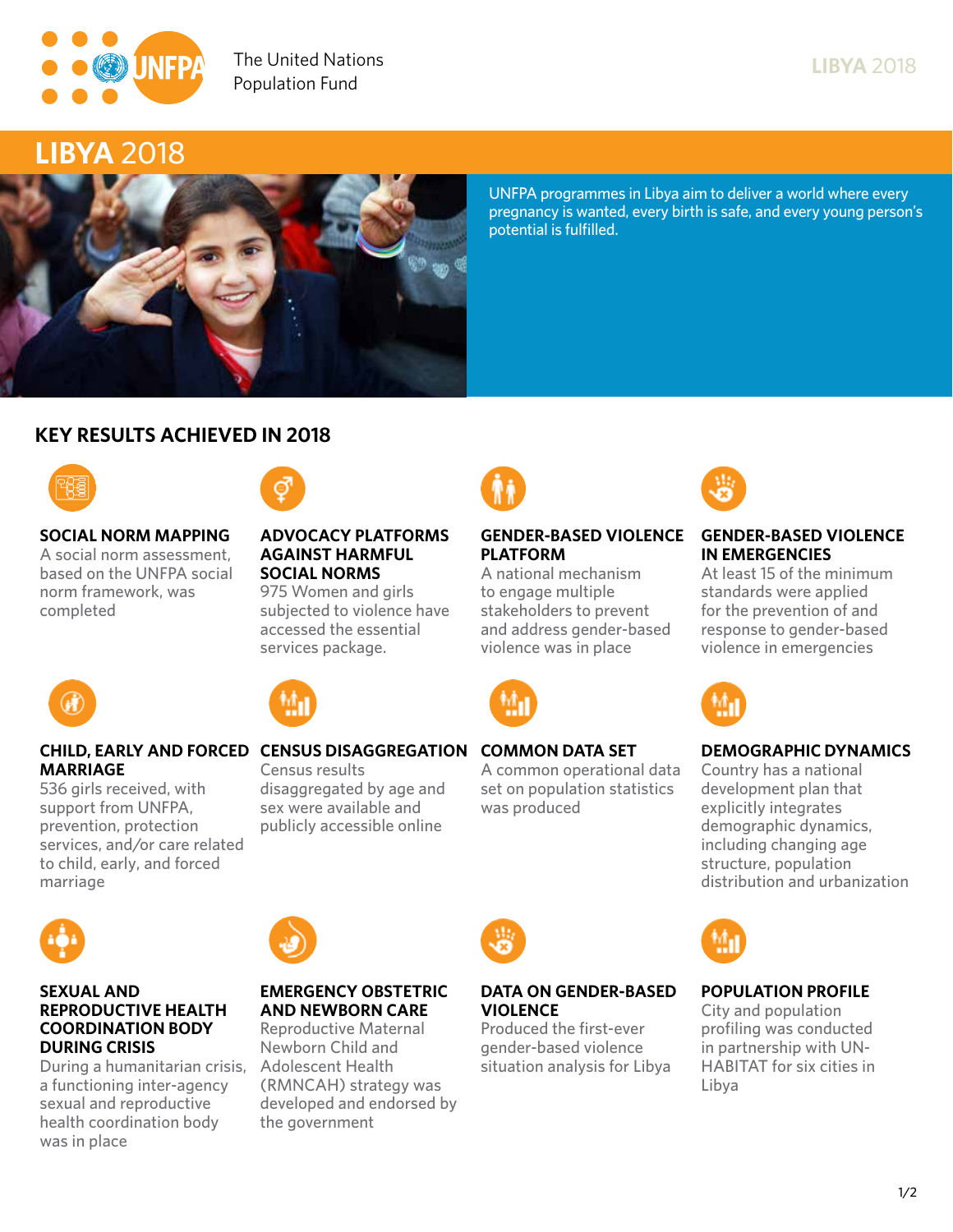The United Nations Population Fund

# LIBYA 2018

UNFPA programmes in Libya aim to deliver a world where every pregnancy is wanted, every birth is safe, and every young person's potential is fulfilled.

## KEY RESULTS ACHIEVED IN 2018

### SOCIAL NORM MAPPING

A social norm assessment, based on the UNFPA social norm framework, was completed

### ADVOCACY PLATFORMS AGAINST HARMFUL SOCIAL NORMS

975 Women and girls subjected to violence have accessed the essential services package.

### GENDER-BASED VIOLENCE PLATFORM

A national mechanism to engage multiple stakeholders to prevent and address gender-based violence was in place

### GENDER-BASED VIOLENCE IN EMERGENCIES

At least 15 of the minimum standards were applied for the prevention of and response to gender-based violence in emergencies

### CHILD, EARLY AND FORCED MARRIAGE

536 girls received, with support from UNFPA, prevention, protection services, and/or care related to child, early, and forced marriage

### CENSUS DISAGGREGATION

Census results disaggregated by age and sex were available and publicly accessible online

### COMMON DATA SET

A common operational data set on population statistics was produced

### DEMOGRAPHIC DYNAMICS

Country has a national development plan that explicitly integrates demographic dynamics, including changing age structure, population distribution and urbanization

### SEXUAL AND REPRODUCTIVE HEALTH COORDINATION BODY DURING CRISIS

During a humanitarian crisis, a functioning inter-agency sexual and reproductive health coordination body was in place

### EMERGENCY OBSTETRIC AND NEWBORN CARE

Reproductive Maternal Newborn Child and Adolescent Health (RMNCAH) strategy was developed and endorsed by the government

### DATA ON GENDER-BASED VIOLENCE

Produced the first-ever gender-based violence situation analysis for Libya

### POPULATION PROFILE

City and population profiling was conducted in partnership with UN-HABITAT for six cities in Libya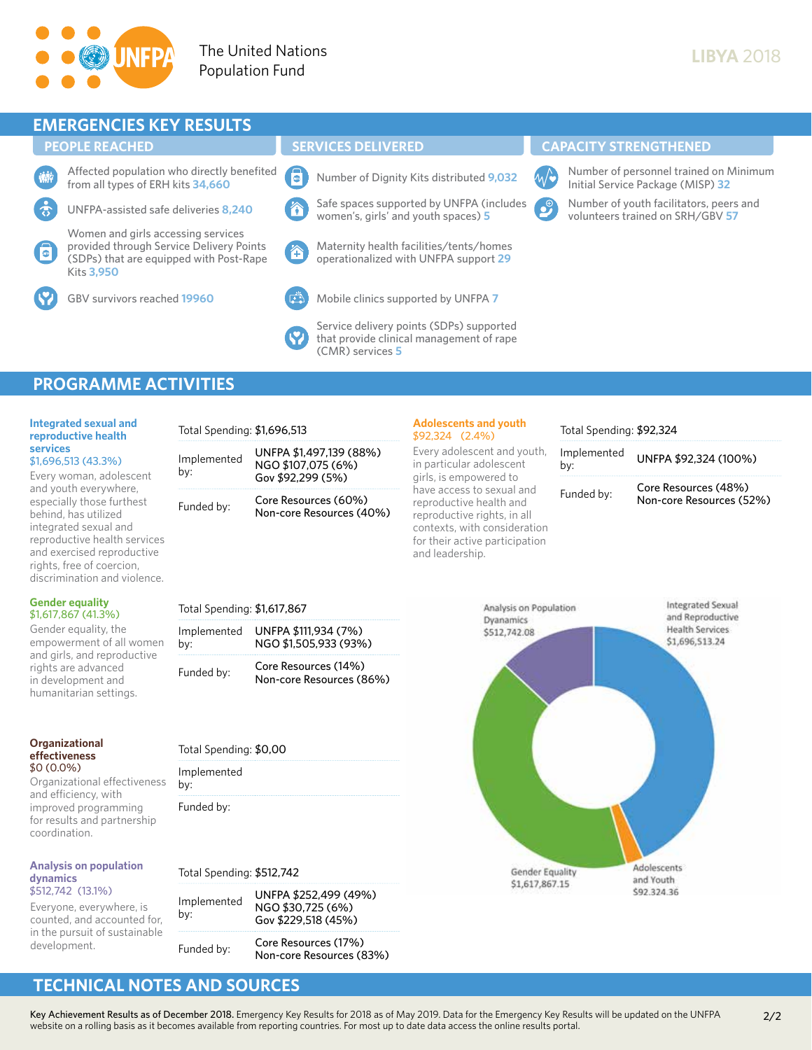The United Nations Population Fund

LIBYA 2018

## EMERGENCIES KEY RESULTS

### PEOPLE REACHED

Affected population who directly benefited from all types of ERH kits 34,660

UNFPA-assisted safe deliveries 8,240

Women and girls accessing services provided through Service Delivery Points (SDPs) that are equipped with Post-Rape Kits 3,950

GBV survivors reached 19960

### SERVICES DELIVERED

Number of Dignity Kits distributed 9,032

Safe spaces supported by UNFPA (includes women's, girls' and youth spaces) 5

Maternity health facilities/tents/homes operationalized with UNFPA support 29

Mobile clinics supported by UNFPA 7

Service delivery points (SDPs) supported that provide clinical management of rape (CMR) services 5

### CAPACITY STRENGTHENED

Number of personnel trained on Minimum Initial Service Package (MISP) 32

Number of youth facilitators, peers and volunteers trained on SRH/GBV 57

## PROGRAMME ACTIVITIES

### Integrated sexual and reproductive health services

$1,696,513 (43.3%)

Every woman, adolescent and youth everywhere, especially those furthest behind, has utilized integrated sexual and reproductive health services and exercised reproductive rights, free of coercion, discrimination and violence.

| | |
|---|---|
| Total Spending: | $1,696,513 |
| Implemented by: | UNFPA $1,497,139 (88%)<br>NGO $107,075 (6%)<br>Gov $92,299 (5%) |
| Funded by: | Core Resources (60%)<br>Non-core Resources (40%) |

### Adolescents and youth

$92,324 (2.4%)

Every adolescent and youth, in particular adolescent girls, is empowered to have access to sexual and reproductive health and reproductive rights, in all contexts, with consideration for their active participation and leadership.

| | |
|---|---|
| Total Spending: | $92,324 |
| Implemented by: | UNFPA $92,324 (100%) |
| Funded by: | Core Resources (48%)<br>Non-core Resources (52%) |

### Gender equality

$1,617,867 (41.3%)

Gender equality, the empowerment of all women and girls, and reproductive rights are advanced in development and humanitarian settings.

| | |
|---|---|
| Total Spending: | $1,617,867 |
| Implemented by: | UNFPA $111,934 (7%)<br>NGO $1,505,933 (93%) |
| Funded by: | Core Resources (14%)<br>Non-core Resources (86%) |

### Organizational effectiveness

$0 (0.0%)

Organizational effectiveness and efficiency, with improved programming for results and partnership coordination.

| | |
|---|---|
| Total Spending: | $0,00 |
| Implemented by: | |
| Funded by: | |

### Analysis on population dynamics

$512,742 (13.1%)

Everyone, everywhere, is counted, and accounted for, in the pursuit of sustainable development.

| | |
|---|---|
| Total Spending: | $512,742 |
| Implemented by: | UNFPA $252,499 (49%)<br>NGO $30,725 (6%)<br>Gov $229,518 (45%) |
| Funded by: | Core Resources (17%)<br>Non-core Resources (83%) |

Analysis on Population Dyanamics $512,742.08

Integrated Sexual and Reproductive Health Services $1,696,513.24

Gender Equality $1,617,867.15

Adolescents and Youth $92,324.36

## TECHNICAL NOTES AND SOURCES

**Key Achievement Results as of December 2018.** Emergency Key Results for 2018 as of May 2019. Data for the Emergency Key Results will be updated on the UNFPA website on a rolling basis as it becomes available from reporting countries. For most up to date data access the online results portal.